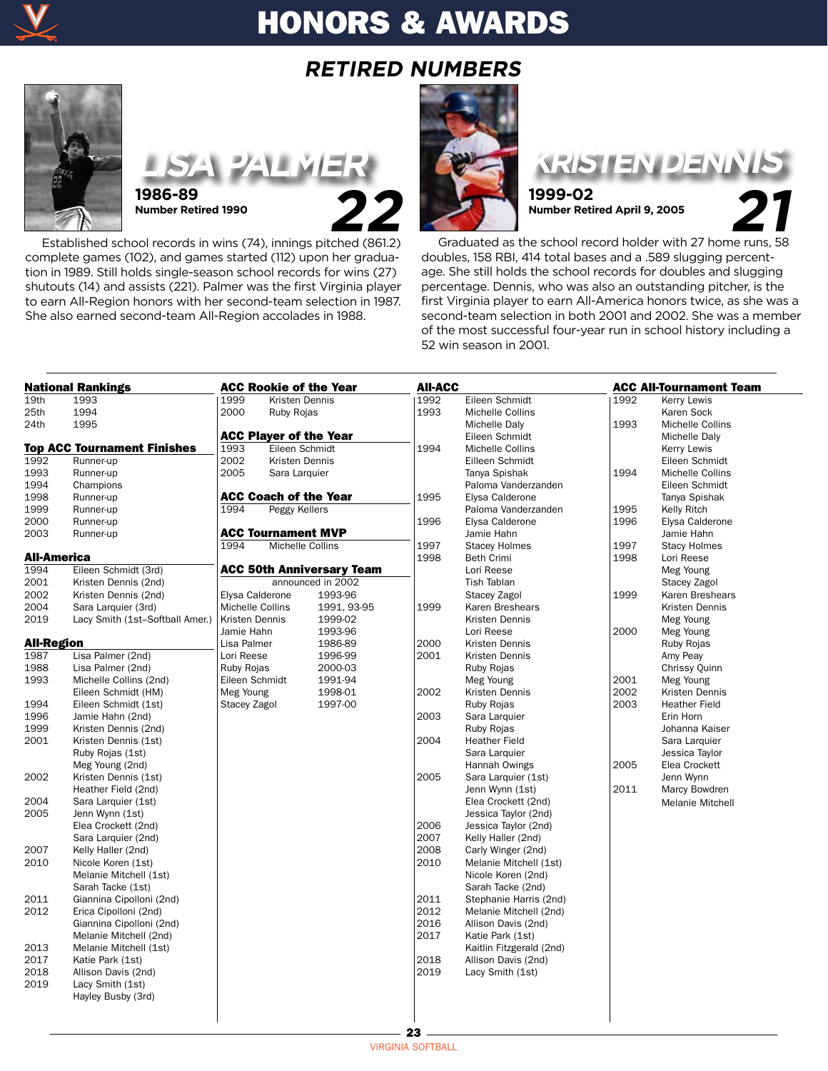# HONORS & AWARDS

## RETIRED NUMBERS

### LISA PALMER 22

**1986-89**
**Number Retired 1990**

Established school records in wins (74), innings pitched (861.2) complete games (102), and games started (112) upon her graduation in 1989. Still holds single-season school records for wins (27) shutouts (14) and assists (221). Palmer was the first Virginia player to earn All-Region honors with her second-team selection in 1987. She also earned second-team All-Region accolades in 1988.

### KRISTEN DENNIS 21

**1999-02**
**Number Retired April 9, 2005**

Graduated as the school record holder with 27 home runs, 58 doubles, 158 RBI, 414 total bases and a .589 slugging percentage. She still holds the school records for doubles and slugging percentage. Dennis, who was also an outstanding pitcher, is the first Virginia player to earn All-America honors twice, as she was a second-team selection in both 2001 and 2002. She was a member of the most successful four-year run in school history including a 52 win season in 2001.

### National Rankings

| Rank | Year |
|---|---|
| 19th | 1993 |
| 25th | 1994 |
| 24th | 1995 |

### Top ACC Tournament Finishes

| Year | Finish |
|---|---|
| 1992 | Runner-up |
| 1993 | Runner-up |
| 1994 | Champions |
| 1998 | Runner-up |
| 1999 | Runner-up |
| 2000 | Runner-up |
| 2003 | Runner-up |

### All-America

| Year | Player |
|---|---|
| 1994 | Eileen Schmidt (3rd) |
| 2001 | Kristen Dennis (2nd) |
| 2002 | Kristen Dennis (2nd) |
| 2004 | Sara Larquier (3rd) |
| 2019 | Lacy Smith (1st–Softball Amer.) |

### All-Region

| Year | Player |
|---|---|
| 1987 | Lisa Palmer (2nd) |
| 1988 | Lisa Palmer (2nd) |
| 1993 | Michelle Collins (2nd) |
| | Eileen Schmidt (HM) |
| 1994 | Eileen Schmidt (1st) |
| 1996 | Jamie Hahn (2nd) |
| 1999 | Kristen Dennis (2nd) |
| 2001 | Kristen Dennis (1st) |
| | Ruby Rojas (1st) |
| | Meg Young (2nd) |
| 2002 | Kristen Dennis (1st) |
| | Heather Field (2nd) |
| 2004 | Sara Larquier (1st) |
| 2005 | Jenn Wynn (1st) |
| | Elea Crockett (2nd) |
| | Sara Larquier (2nd) |
| 2007 | Kelly Haller (2nd) |
| 2010 | Nicole Koren (1st) |
| | Melanie Mitchell (1st) |
| | Sarah Tacke (1st) |
| 2011 | Giannina Cipolloni (2nd) |
| 2012 | Erica Cipolloni (2nd) |
| | Giannina Cipolloni (2nd) |
| | Melanie Mitchell (2nd) |
| 2013 | Melanie Mitchell (1st) |
| 2017 | Katie Park (1st) |
| 2018 | Allison Davis (2nd) |
| 2019 | Lacy Smith (1st) |
| | Hayley Busby (3rd) |

### ACC Rookie of the Year

| Year | Player |
|---|---|
| 1999 | Kristen Dennis |
| 2000 | Ruby Rojas |

### ACC Player of the Year

| Year | Player |
|---|---|
| 1993 | Eileen Schmidt |
| 2002 | Kristen Dennis |
| 2005 | Sara Larquier |

### ACC Coach of the Year

| Year | Coach |
|---|---|
| 1994 | Peggy Kellers |

### ACC Tournament MVP

| Year | Player |
|---|---|
| 1994 | Michelle Collins |

### ACC 50th Anniversary Team

announced in 2002

| Player | Years |
|---|---|
| Elysa Calderone | 1993-96 |
| Michelle Collins | 1991, 93-95 |
| Kristen Dennis | 1999-02 |
| Jamie Hahn | 1993-96 |
| Lisa Palmer | 1986-89 |
| Lori Reese | 1996-99 |
| Ruby Rojas | 2000-03 |
| Eileen Schmidt | 1991-94 |
| Meg Young | 1998-01 |
| Stacey Zagol | 1997-00 |

### All-ACC

| Year | Player |
|---|---|
| 1992 | Eileen Schmidt |
| 1993 | Michelle Collins |
| | Michelle Daly |
| | Eileen Schmidt |
| 1994 | Michelle Collins |
| | Eilleen Schmidt |
| | Tanya Spishak |
| | Paloma Vanderzanden |
| 1995 | Elysa Calderone |
| | Paloma Vanderzanden |
| 1996 | Elysa Calderone |
| | Jamie Hahn |
| 1997 | Stacey Holmes |
| 1998 | Beth Crimi |
| | Lori Reese |
| | Tish Tablan |
| | Stacey Zagol |
| 1999 | Karen Breshears |
| | Kristen Dennis |
| | Lori Reese |
| 2000 | Kristen Dennis |
| 2001 | Kristen Dennis |
| | Ruby Rojas |
| | Meg Young |
| 2002 | Kristen Dennis |
| | Ruby Rojas |
| 2003 | Sara Larquier |
| | Ruby Rojas |
| 2004 | Heather Field |
| | Sara Larquier |
| | Hannah Owings |
| 2005 | Sara Larquier (1st) |
| | Jenn Wynn (1st) |
| | Elea Crockett (2nd) |
| | Jessica Taylor (2nd) |
| 2006 | Jessica Taylor (2nd) |
| 2007 | Kelly Haller (2nd) |
| 2008 | Carly Winger (2nd) |
| 2010 | Melanie Mitchell (1st) |
| | Nicole Koren (2nd) |
| | Sarah Tacke (2nd) |
| 2011 | Stephanie Harris (2nd) |
| 2012 | Melanie Mitchell (2nd) |
| 2016 | Allison Davis (2nd) |
| 2017 | Katie Park (1st) |
| | Kaitlin Fitzgerald (2nd) |
| 2018 | Allison Davis (2nd) |
| 2019 | Lacy Smith (1st) |

### ACC All-Tournament Team

| Year | Player |
|---|---|
| 1992 | Kerry Lewis |
| | Karen Sock |
| 1993 | Michelle Collins |
| | Michelle Daly |
| | Kerry Lewis |
| | Eileen Schmidt |
| 1994 | Michelle Collins |
| | Eileen Schmidt |
| | Tanya Spishak |
| 1995 | Kelly Ritch |
| 1996 | Elysa Calderone |
| | Jamie Hahn |
| 1997 | Stacy Holmes |
| 1998 | Lori Reese |
| | Meg Young |
| | Stacey Zagol |
| 1999 | Karen Breshears |
| | Kristen Dennis |
| | Meg Young |
| 2000 | Meg Young |
| | Ruby Rojas |
| | Amy Peay |
| | Chrissy Quinn |
| 2001 | Meg Young |
| 2002 | Kristen Dennis |
| 2003 | Heather Field |
| | Erin Horn |
| | Johanna Kaiser |
| | Sara Larquier |
| | Jessica Taylor |
| 2005 | Elea Crockett |
| | Jenn Wynn |
| 2011 | Marcy Bowdren |
| | Melanie Mitchell |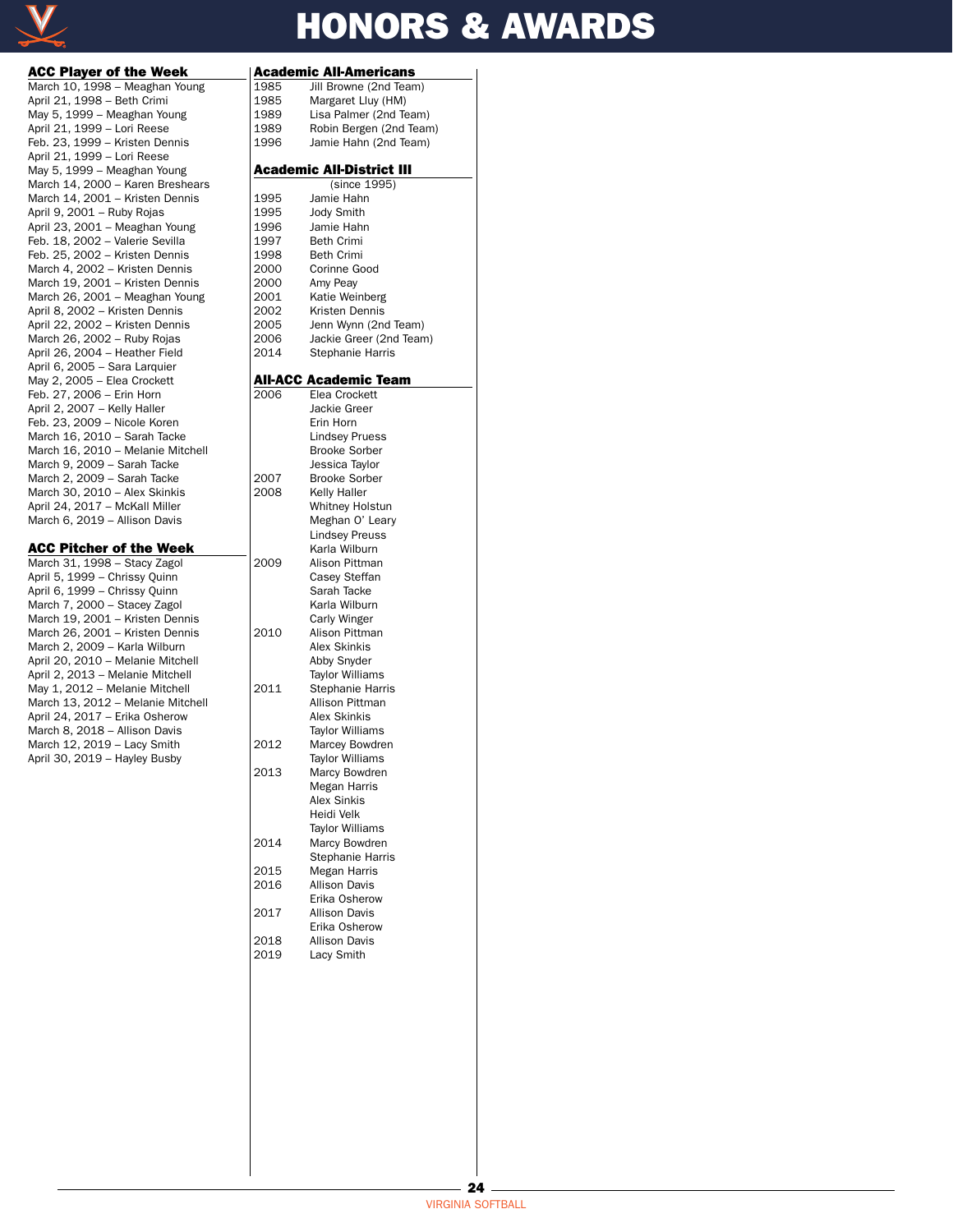# HONORS & AWARDS

## ACC Player of the Week

March 10, 1998 – Meaghan Young
April 21, 1998 – Beth Crimi
May 5, 1999 – Meaghan Young
April 21, 1999 – Lori Reese
Feb. 23, 1999 – Kristen Dennis
April 21, 1999 – Lori Reese
May 5, 1999 – Meaghan Young
March 14, 2000 – Karen Breshears
March 14, 2001 – Kristen Dennis
April 9, 2001 – Ruby Rojas
April 23, 2001 – Meaghan Young
Feb. 18, 2002 – Valerie Sevilla
Feb. 25, 2002 – Kristen Dennis
March 4, 2002 – Kristen Dennis
March 19, 2001 – Kristen Dennis
March 26, 2001 – Meaghan Young
April 8, 2002 – Kristen Dennis
April 22, 2002 – Kristen Dennis
March 26, 2002 – Ruby Rojas
April 26, 2004 – Heather Field
April 6, 2005 – Sara Larquier
May 2, 2005 – Elea Crockett
Feb. 27, 2006 – Erin Horn
April 2, 2007 – Kelly Haller
Feb. 23, 2009 – Nicole Koren
March 16, 2010 – Sarah Tacke
March 16, 2010 – Melanie Mitchell
March 9, 2009 – Sarah Tacke
March 2, 2009 – Sarah Tacke
March 30, 2010 – Alex Skinkis
April 24, 2017 – McKall Miller
March 6, 2019 – Allison Davis

## ACC Pitcher of the Week

March 31, 1998 – Stacy Zagol
April 5, 1999 – Chrissy Quinn
April 6, 1999 – Chrissy Quinn
March 7, 2000 – Stacey Zagol
March 19, 2001 – Kristen Dennis
March 26, 2001 – Kristen Dennis
March 2, 2009 – Karla Wilburn
April 20, 2010 – Melanie Mitchell
April 2, 2013 – Melanie Mitchell
May 1, 2012 – Melanie Mitchell
March 13, 2012 – Melanie Mitchell
April 24, 2017 – Erika Osherow
March 8, 2018 – Allison Davis
March 12, 2019 – Lacy Smith
April 30, 2019 – Hayley Busby

## Academic All-Americans

| | |
|---|---|
| 1985 | Jill Browne (2nd Team) |
| 1985 | Margaret Lluy (HM) |
| 1989 | Lisa Palmer (2nd Team) |
| 1989 | Robin Bergen (2nd Team) |
| 1996 | Jamie Hahn (2nd Team) |

## Academic All-District III

(since 1995)

| | |
|---|---|
| 1995 | Jamie Hahn |
| 1995 | Jody Smith |
| 1996 | Jamie Hahn |
| 1997 | Beth Crimi |
| 1998 | Beth Crimi |
| 2000 | Corinne Good |
| 2000 | Amy Peay |
| 2001 | Katie Weinberg |
| 2002 | Kristen Dennis |
| 2005 | Jenn Wynn (2nd Team) |
| 2006 | Jackie Greer (2nd Team) |
| 2014 | Stephanie Harris |

## All-ACC Academic Team

| | |
|---|---|
| 2006 | Elea Crockett |
| | Jackie Greer |
| | Erin Horn |
| | Lindsey Pruess |
| | Brooke Sorber |
| | Jessica Taylor |
| 2007 | Brooke Sorber |
| 2008 | Kelly Haller |
| | Whitney Holstun |
| | Meghan O' Leary |
| | Lindsey Preuss |
| | Karla Wilburn |
| 2009 | Alison Pittman |
| | Casey Steffan |
| | Sarah Tacke |
| | Karla Wilburn |
| | Carly Winger |
| 2010 | Alison Pittman |
| | Alex Skinkis |
| | Abby Snyder |
| | Taylor Williams |
| 2011 | Stephanie Harris |
| | Allison Pittman |
| | Alex Skinkis |
| | Taylor Williams |
| 2012 | Marcey Bowdren |
| | Taylor Williams |
| 2013 | Marcy Bowdren |
| | Megan Harris |
| | Alex Sinkis |
| | Heidi Velk |
| | Taylor Williams |
| 2014 | Marcy Bowdren |
| | Stephanie Harris |
| 2015 | Megan Harris |
| 2016 | Allison Davis |
| | Erika Osherow |
| 2017 | Allison Davis |
| | Erika Osherow |
| 2018 | Allison Davis |
| 2019 | Lacy Smith |